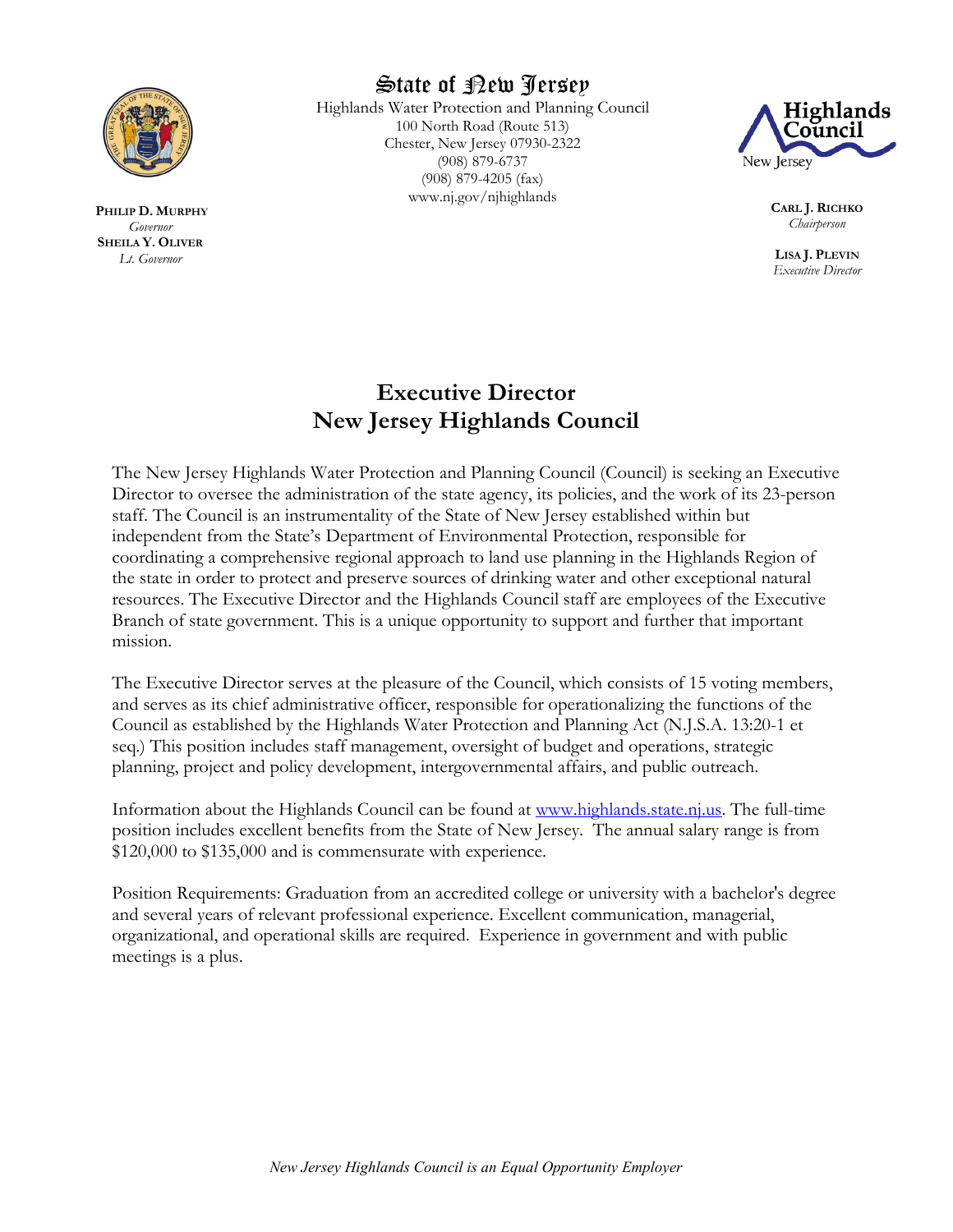State of New Jersey

Highlands Water Protection and Planning Council
100 North Road (Route 513)
Chester, New Jersey 07930-2322
(908) 879-6737
(908) 879-4205 (fax)
www.nj.gov/njhighlands

**PHILIP D. MURPHY**
*Governor*
**SHEILA Y. OLIVER**
*Lt. Governor*

Highlands Council
New Jersey

**CARL J. RICHKO**
*Chairperson*

**LISA J. PLEVIN**
*Executive Director*

# Executive Director
# New Jersey Highlands Council

The New Jersey Highlands Water Protection and Planning Council (Council) is seeking an Executive Director to oversee the administration of the state agency, its policies, and the work of its 23-person staff. The Council is an instrumentality of the State of New Jersey established within but independent from the State's Department of Environmental Protection, responsible for coordinating a comprehensive regional approach to land use planning in the Highlands Region of the state in order to protect and preserve sources of drinking water and other exceptional natural resources. The Executive Director and the Highlands Council staff are employees of the Executive Branch of state government. This is a unique opportunity to support and further that important mission.

The Executive Director serves at the pleasure of the Council, which consists of 15 voting members, and serves as its chief administrative officer, responsible for operationalizing the functions of the Council as established by the Highlands Water Protection and Planning Act (N.J.S.A. 13:20-1 et seq.) This position includes staff management, oversight of budget and operations, strategic planning, project and policy development, intergovernmental affairs, and public outreach.

Information about the Highlands Council can be found at www.highlands.state.nj.us. The full-time position includes excellent benefits from the State of New Jersey. The annual salary range is from $120,000 to $135,000 and is commensurate with experience.

Position Requirements: Graduation from an accredited college or university with a bachelor's degree and several years of relevant professional experience. Excellent communication, managerial, organizational, and operational skills are required. Experience in government and with public meetings is a plus.

*New Jersey Highlands Council is an Equal Opportunity Employer*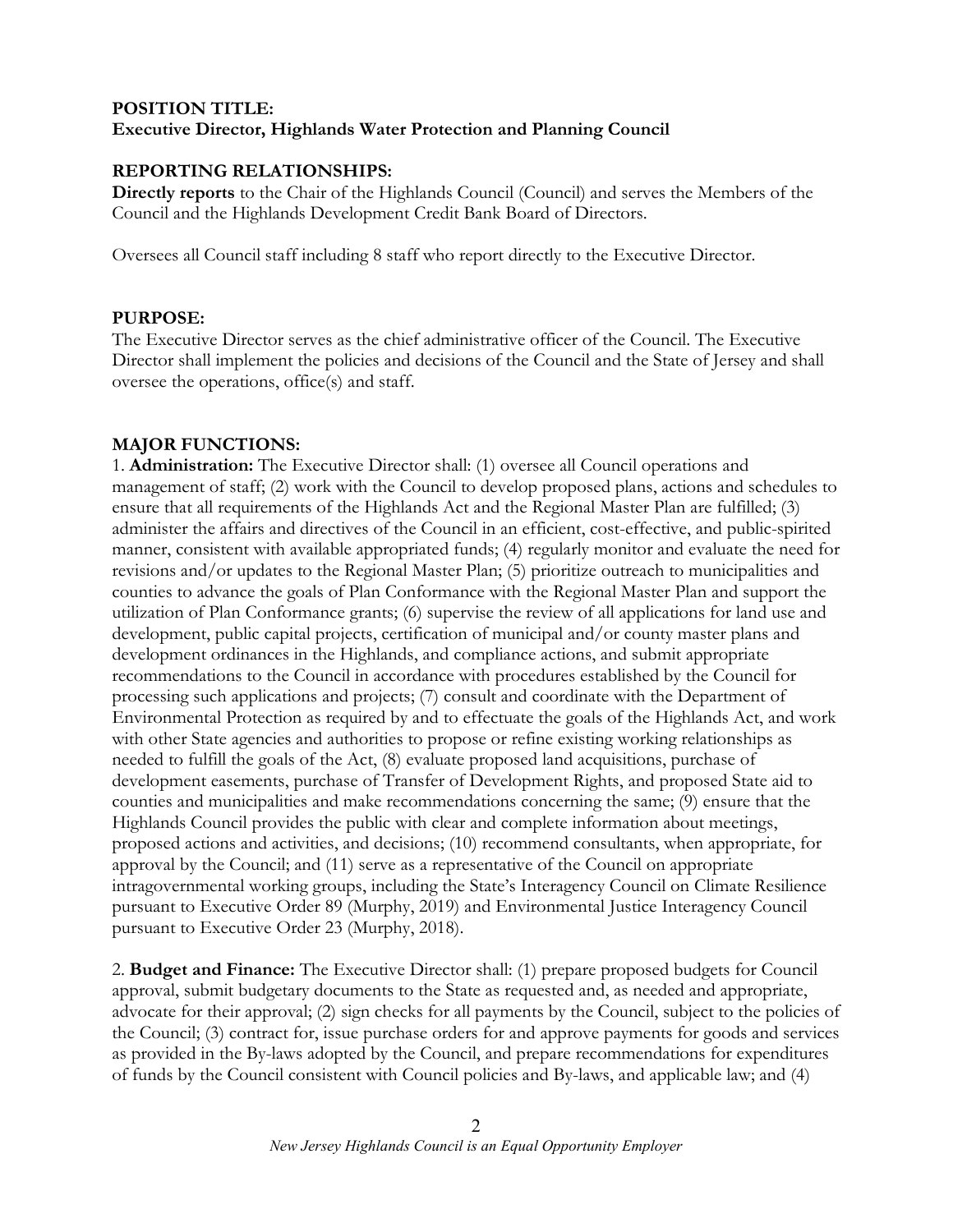**POSITION TITLE:**
**Executive Director, Highlands Water Protection and Planning Council**

**REPORTING RELATIONSHIPS:**
**Directly reports** to the Chair of the Highlands Council (Council) and serves the Members of the Council and the Highlands Development Credit Bank Board of Directors.

Oversees all Council staff including 8 staff who report directly to the Executive Director.

**PURPOSE:**
The Executive Director serves as the chief administrative officer of the Council. The Executive Director shall implement the policies and decisions of the Council and the State of Jersey and shall oversee the operations, office(s) and staff.

**MAJOR FUNCTIONS:**
1. **Administration:** The Executive Director shall: (1) oversee all Council operations and management of staff; (2) work with the Council to develop proposed plans, actions and schedules to ensure that all requirements of the Highlands Act and the Regional Master Plan are fulfilled; (3) administer the affairs and directives of the Council in an efficient, cost-effective, and public-spirited manner, consistent with available appropriated funds; (4) regularly monitor and evaluate the need for revisions and/or updates to the Regional Master Plan; (5) prioritize outreach to municipalities and counties to advance the goals of Plan Conformance with the Regional Master Plan and support the utilization of Plan Conformance grants; (6) supervise the review of all applications for land use and development, public capital projects, certification of municipal and/or county master plans and development ordinances in the Highlands, and compliance actions, and submit appropriate recommendations to the Council in accordance with procedures established by the Council for processing such applications and projects; (7) consult and coordinate with the Department of Environmental Protection as required by and to effectuate the goals of the Highlands Act, and work with other State agencies and authorities to propose or refine existing working relationships as needed to fulfill the goals of the Act, (8) evaluate proposed land acquisitions, purchase of development easements, purchase of Transfer of Development Rights, and proposed State aid to counties and municipalities and make recommendations concerning the same; (9) ensure that the Highlands Council provides the public with clear and complete information about meetings, proposed actions and activities, and decisions; (10) recommend consultants, when appropriate, for approval by the Council; and (11) serve as a representative of the Council on appropriate intragovernmental working groups, including the State's Interagency Council on Climate Resilience pursuant to Executive Order 89 (Murphy, 2019) and Environmental Justice Interagency Council pursuant to Executive Order 23 (Murphy, 2018).

2. **Budget and Finance:** The Executive Director shall: (1) prepare proposed budgets for Council approval, submit budgetary documents to the State as requested and, as needed and appropriate, advocate for their approval; (2) sign checks for all payments by the Council, subject to the policies of the Council; (3) contract for, issue purchase orders for and approve payments for goods and services as provided in the By-laws adopted by the Council, and prepare recommendations for expenditures of funds by the Council consistent with Council policies and By-laws, and applicable law; and (4)

*New Jersey Highlands Council is an Equal Opportunity Employer*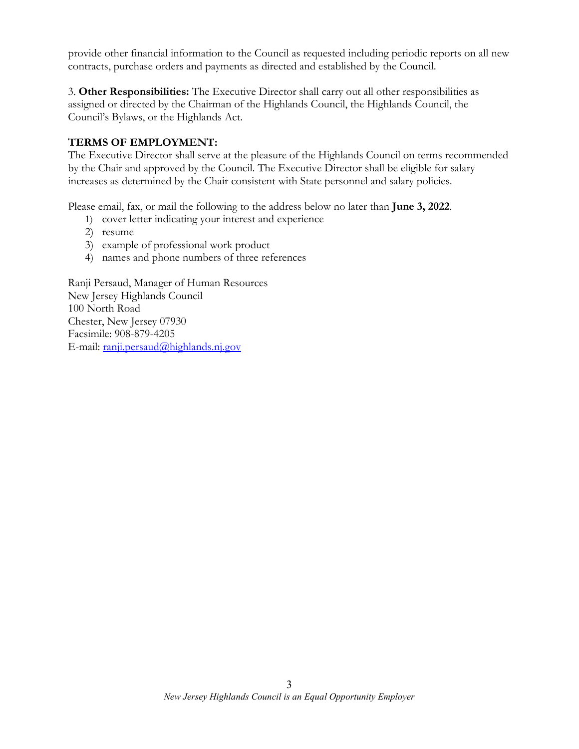provide other financial information to the Council as requested including periodic reports on all new contracts, purchase orders and payments as directed and established by the Council.

3. **Other Responsibilities:** The Executive Director shall carry out all other responsibilities as assigned or directed by the Chairman of the Highlands Council, the Highlands Council, the Council's Bylaws, or the Highlands Act.

**TERMS OF EMPLOYMENT:**

The Executive Director shall serve at the pleasure of the Highlands Council on terms recommended by the Chair and approved by the Council. The Executive Director shall be eligible for salary increases as determined by the Chair consistent with State personnel and salary policies.

Please email, fax, or mail the following to the address below no later than **June 3, 2022**.

1) cover letter indicating your interest and experience
2) resume
3) example of professional work product
4) names and phone numbers of three references

Ranji Persaud, Manager of Human Resources
New Jersey Highlands Council
100 North Road
Chester, New Jersey 07930
Facsimile: 908-879-4205
E-mail: ranji.persaud@highlands.nj.gov

*New Jersey Highlands Council is an Equal Opportunity Employer*